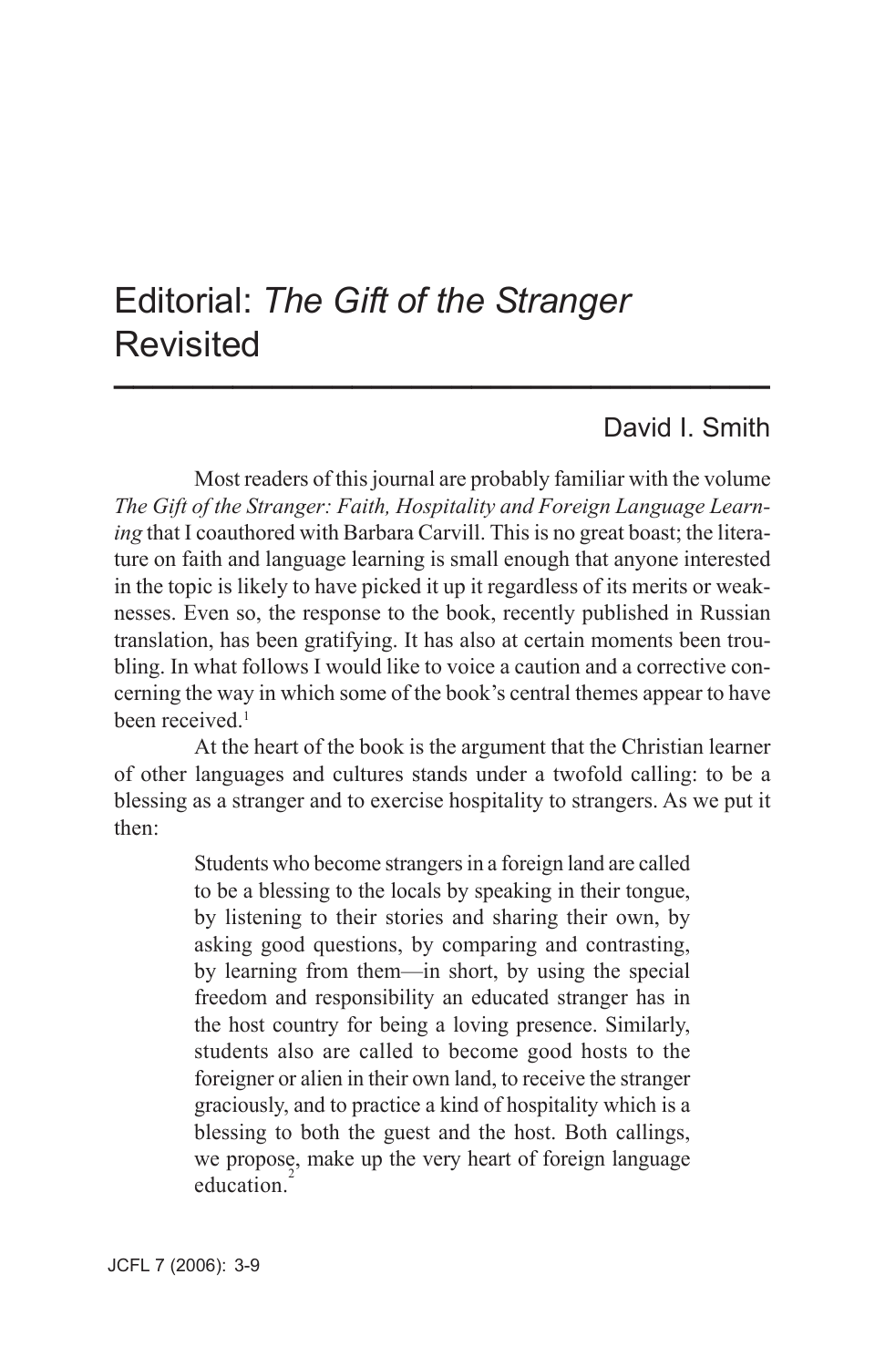# Editorial: *The Gift of the Stranger* Revisited

David I. Smith

Most readers of this journal are probably familiar with the volume *The Gift of the Stranger: Faith, Hospitality and Foreign Language Learning* that I coauthored with Barbara Carvill. This is no great boast; the literature on faith and language learning is small enough that anyone interested in the topic is likely to have picked it up it regardless of its merits or weaknesses. Even so, the response to the book, recently published in Russian translation, has been gratifying. It has also at certain moments been troubling. In what follows I would like to voice a caution and a corrective concerning the way in which some of the book's central themes appear to have been received.[1]

At the heart of the book is the argument that the Christian learner of other languages and cultures stands under a twofold calling: to be a blessing as a stranger and to exercise hospitality to strangers. As we put it then:

> Students who become strangers in a foreign land are called to be a blessing to the locals by speaking in their tongue, by listening to their stories and sharing their own, by asking good questions, by comparing and contrasting, by learning from them—in short, by using the special freedom and responsibility an educated stranger has in the host country for being a loving presence. Similarly, students also are called to become good hosts to the foreigner or alien in their own land, to receive the stranger graciously, and to practice a kind of hospitality which is a blessing to both the guest and the host. Both callings, we propose, make up the very heart of foreign language education.[2]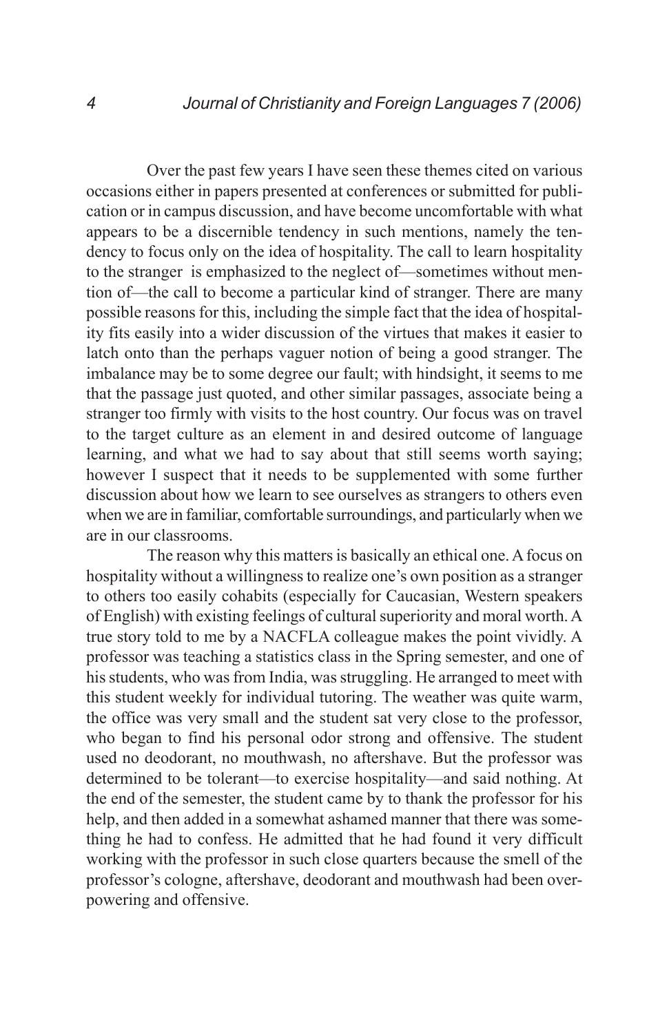Over the past few years I have seen these themes cited on various occasions either in papers presented at conferences or submitted for publication or in campus discussion, and have become uncomfortable with what appears to be a discernible tendency in such mentions, namely the tendency to focus only on the idea of hospitality. The call to learn hospitality to the stranger is emphasized to the neglect of—sometimes without mention of—the call to become a particular kind of stranger. There are many possible reasons for this, including the simple fact that the idea of hospitality fits easily into a wider discussion of the virtues that makes it easier to latch onto than the perhaps vaguer notion of being a good stranger. The imbalance may be to some degree our fault; with hindsight, it seems to me that the passage just quoted, and other similar passages, associate being a stranger too firmly with visits to the host country. Our focus was on travel to the target culture as an element in and desired outcome of language learning, and what we had to say about that still seems worth saying; however I suspect that it needs to be supplemented with some further discussion about how we learn to see ourselves as strangers to others even when we are in familiar, comfortable surroundings, and particularly when we are in our classrooms.

The reason why this matters is basically an ethical one. A focus on hospitality without a willingness to realize one's own position as a stranger to others too easily cohabits (especially for Caucasian, Western speakers of English) with existing feelings of cultural superiority and moral worth. A true story told to me by a NACFLA colleague makes the point vividly. A professor was teaching a statistics class in the Spring semester, and one of his students, who was from India, was struggling. He arranged to meet with this student weekly for individual tutoring. The weather was quite warm, the office was very small and the student sat very close to the professor, who began to find his personal odor strong and offensive. The student used no deodorant, no mouthwash, no aftershave. But the professor was determined to be tolerant—to exercise hospitality—and said nothing. At the end of the semester, the student came by to thank the professor for his help, and then added in a somewhat ashamed manner that there was something he had to confess. He admitted that he had found it very difficult working with the professor in such close quarters because the smell of the professor's cologne, aftershave, deodorant and mouthwash had been overpowering and offensive.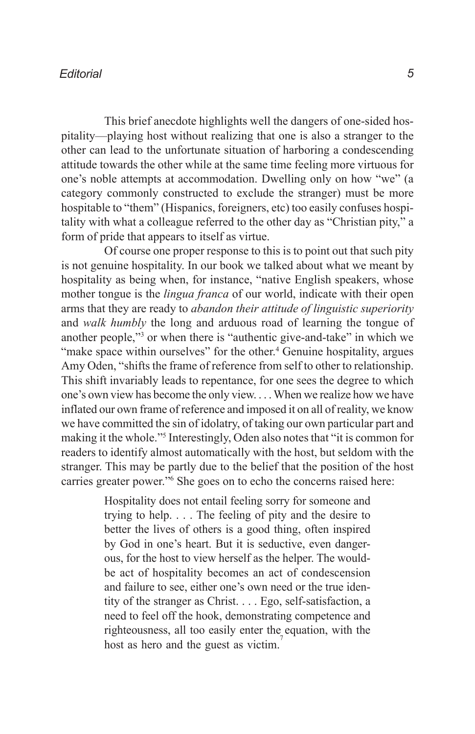This brief anecdote highlights well the dangers of one-sided hospitality—playing host without realizing that one is also a stranger to the other can lead to the unfortunate situation of harboring a condescending attitude towards the other while at the same time feeling more virtuous for one's noble attempts at accommodation. Dwelling only on how "we" (a category commonly constructed to exclude the stranger) must be more hospitable to "them" (Hispanics, foreigners, etc) too easily confuses hospitality with what a colleague referred to the other day as "Christian pity," a form of pride that appears to itself as virtue.

Of course one proper response to this is to point out that such pity is not genuine hospitality. In our book we talked about what we meant by hospitality as being when, for instance, "native English speakers, whose mother tongue is the *lingua franca* of our world, indicate with their open arms that they are ready to *abandon their attitude of linguistic superiority* and *walk humbly* the long and arduous road of learning the tongue of another people,"[3] or when there is "authentic give-and-take" in which we "make space within ourselves" for the other.[4] Genuine hospitality, argues Amy Oden, "shifts the frame of reference from self to other to relationship. This shift invariably leads to repentance, for one sees the degree to which one's own view has become the only view. . . . When we realize how we have inflated our own frame of reference and imposed it on all of reality, we know we have committed the sin of idolatry, of taking our own particular part and making it the whole."[5] Interestingly, Oden also notes that "it is common for readers to identify almost automatically with the host, but seldom with the stranger. This may be partly due to the belief that the position of the host carries greater power."[6] She goes on to echo the concerns raised here:

> Hospitality does not entail feeling sorry for someone and trying to help. . . . The feeling of pity and the desire to better the lives of others is a good thing, often inspired by God in one's heart. But it is seductive, even dangerous, for the host to view herself as the helper. The would-be act of hospitality becomes an act of condescension and failure to see, either one's own need or the true identity of the stranger as Christ. . . . Ego, self-satisfaction, a need to feel off the hook, demonstrating competence and righteousness, all too easily enter the equation, with the host as hero and the guest as victim.[7]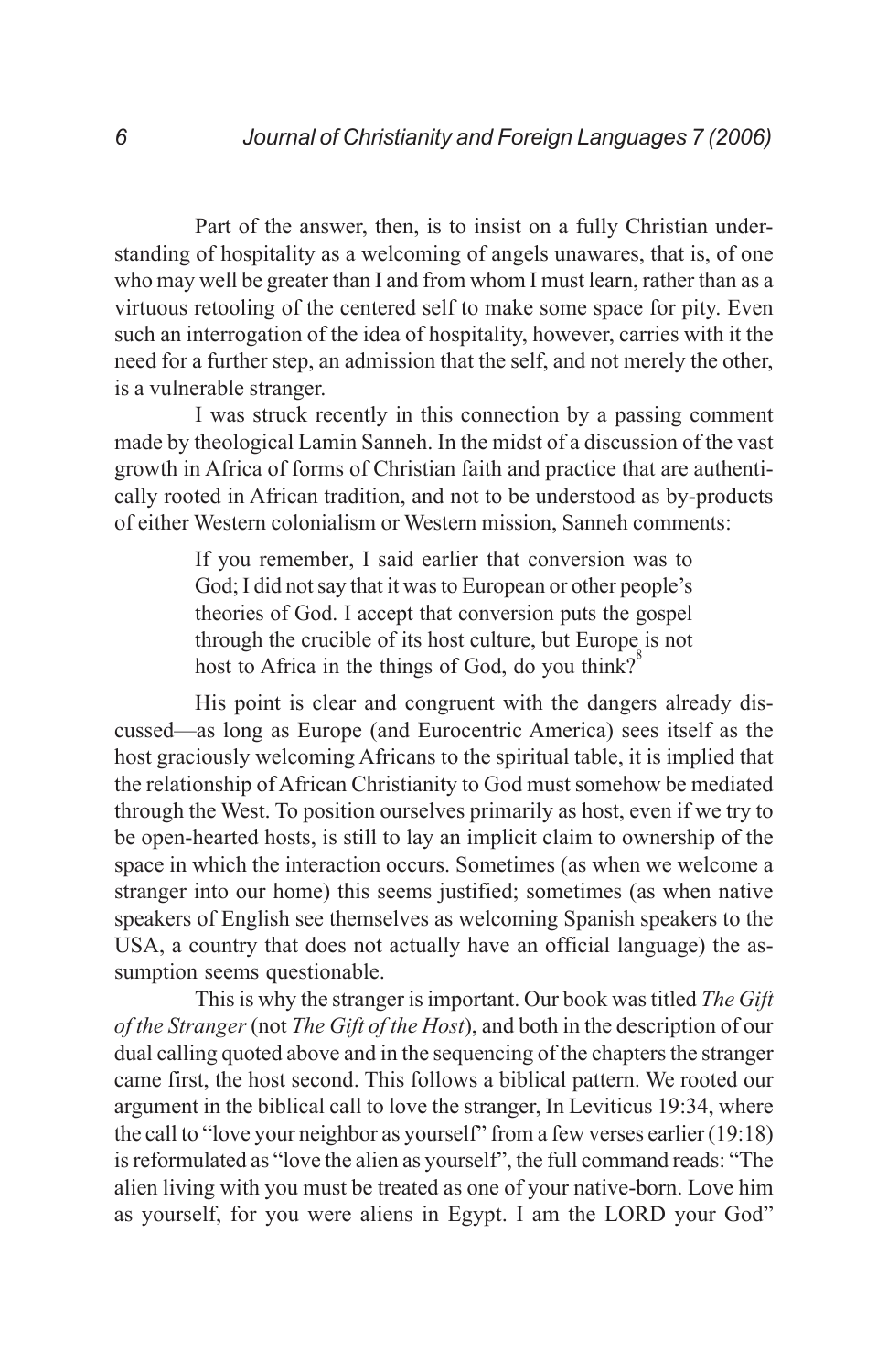Part of the answer, then, is to insist on a fully Christian understanding of hospitality as a welcoming of angels unawares, that is, of one who may well be greater than I and from whom I must learn, rather than as a virtuous retooling of the centered self to make some space for pity. Even such an interrogation of the idea of hospitality, however, carries with it the need for a further step, an admission that the self, and not merely the other, is a vulnerable stranger.

I was struck recently in this connection by a passing comment made by theological Lamin Sanneh. In the midst of a discussion of the vast growth in Africa of forms of Christian faith and practice that are authentically rooted in African tradition, and not to be understood as by-products of either Western colonialism or Western mission, Sanneh comments:

> If you remember, I said earlier that conversion was to God; I did not say that it was to European or other people's theories of God. I accept that conversion puts the gospel through the crucible of its host culture, but Europe is not host to Africa in the things of God, do you think?[8]

His point is clear and congruent with the dangers already discussed—as long as Europe (and Eurocentric America) sees itself as the host graciously welcoming Africans to the spiritual table, it is implied that the relationship of African Christianity to God must somehow be mediated through the West. To position ourselves primarily as host, even if we try to be open-hearted hosts, is still to lay an implicit claim to ownership of the space in which the interaction occurs. Sometimes (as when we welcome a stranger into our home) this seems justified; sometimes (as when native speakers of English see themselves as welcoming Spanish speakers to the USA, a country that does not actually have an official language) the assumption seems questionable.

This is why the stranger is important. Our book was titled *The Gift of the Stranger* (not *The Gift of the Host*), and both in the description of our dual calling quoted above and in the sequencing of the chapters the stranger came first, the host second. This follows a biblical pattern. We rooted our argument in the biblical call to love the stranger, In Leviticus 19:34, where the call to "love your neighbor as yourself" from a few verses earlier (19:18) is reformulated as "love the alien as yourself", the full command reads: "The alien living with you must be treated as one of your native-born. Love him as yourself, for you were aliens in Egypt. I am the LORD your God"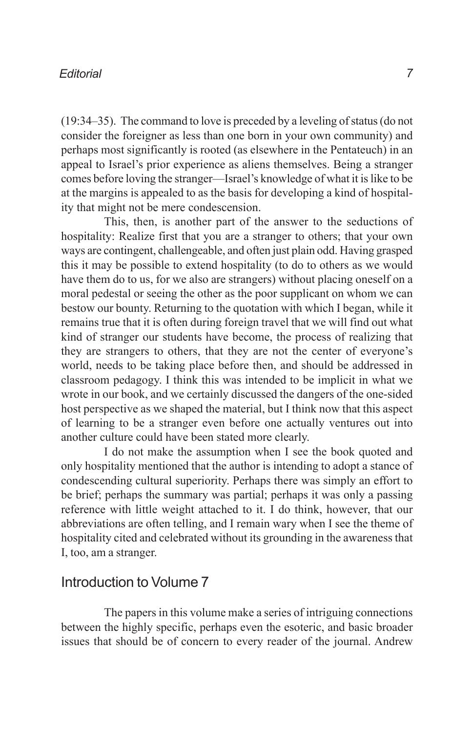(19:34–35). The command to love is preceded by a leveling of status (do not consider the foreigner as less than one born in your own community) and perhaps most significantly is rooted (as elsewhere in the Pentateuch) in an appeal to Israel's prior experience as aliens themselves. Being a stranger comes before loving the stranger—Israel's knowledge of what it is like to be at the margins is appealed to as the basis for developing a kind of hospitality that might not be mere condescension.

This, then, is another part of the answer to the seductions of hospitality: Realize first that you are a stranger to others; that your own ways are contingent, challengeable, and often just plain odd. Having grasped this it may be possible to extend hospitality (to do to others as we would have them do to us, for we also are strangers) without placing oneself on a moral pedestal or seeing the other as the poor supplicant on whom we can bestow our bounty. Returning to the quotation with which I began, while it remains true that it is often during foreign travel that we will find out what kind of stranger our students have become, the process of realizing that they are strangers to others, that they are not the center of everyone's world, needs to be taking place before then, and should be addressed in classroom pedagogy. I think this was intended to be implicit in what we wrote in our book, and we certainly discussed the dangers of the one-sided host perspective as we shaped the material, but I think now that this aspect of learning to be a stranger even before one actually ventures out into another culture could have been stated more clearly.

I do not make the assumption when I see the book quoted and only hospitality mentioned that the author is intending to adopt a stance of condescending cultural superiority. Perhaps there was simply an effort to be brief; perhaps the summary was partial; perhaps it was only a passing reference with little weight attached to it. I do think, however, that our abbreviations are often telling, and I remain wary when I see the theme of hospitality cited and celebrated without its grounding in the awareness that I, too, am a stranger.

## Introduction to Volume 7

The papers in this volume make a series of intriguing connections between the highly specific, perhaps even the esoteric, and basic broader issues that should be of concern to every reader of the journal. Andrew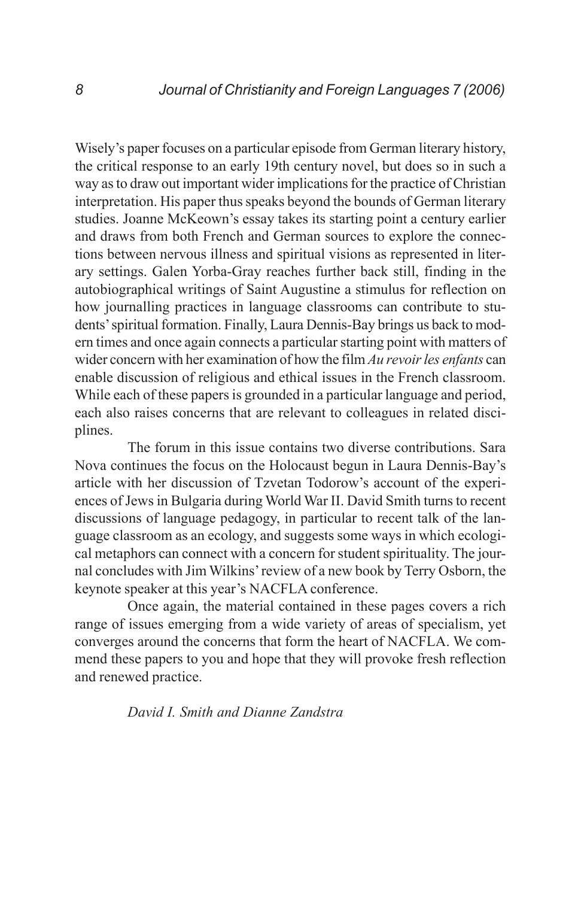Wisely's paper focuses on a particular episode from German literary history, the critical response to an early 19th century novel, but does so in such a way as to draw out important wider implications for the practice of Christian interpretation. His paper thus speaks beyond the bounds of German literary studies. Joanne McKeown's essay takes its starting point a century earlier and draws from both French and German sources to explore the connections between nervous illness and spiritual visions as represented in literary settings. Galen Yorba-Gray reaches further back still, finding in the autobiographical writings of Saint Augustine a stimulus for reflection on how journalling practices in language classrooms can contribute to students' spiritual formation. Finally, Laura Dennis-Bay brings us back to modern times and once again connects a particular starting point with matters of wider concern with her examination of how the film *Au revoir les enfants* can enable discussion of religious and ethical issues in the French classroom. While each of these papers is grounded in a particular language and period, each also raises concerns that are relevant to colleagues in related disciplines.

The forum in this issue contains two diverse contributions. Sara Nova continues the focus on the Holocaust begun in Laura Dennis-Bay's article with her discussion of Tzvetan Todorow's account of the experiences of Jews in Bulgaria during World War II. David Smith turns to recent discussions of language pedagogy, in particular to recent talk of the language classroom as an ecology, and suggests some ways in which ecological metaphors can connect with a concern for student spirituality. The journal concludes with Jim Wilkins' review of a new book by Terry Osborn, the keynote speaker at this year's NACFLA conference.

Once again, the material contained in these pages covers a rich range of issues emerging from a wide variety of areas of specialism, yet converges around the concerns that form the heart of NACFLA. We commend these papers to you and hope that they will provoke fresh reflection and renewed practice.

*David I. Smith and Dianne Zandstra*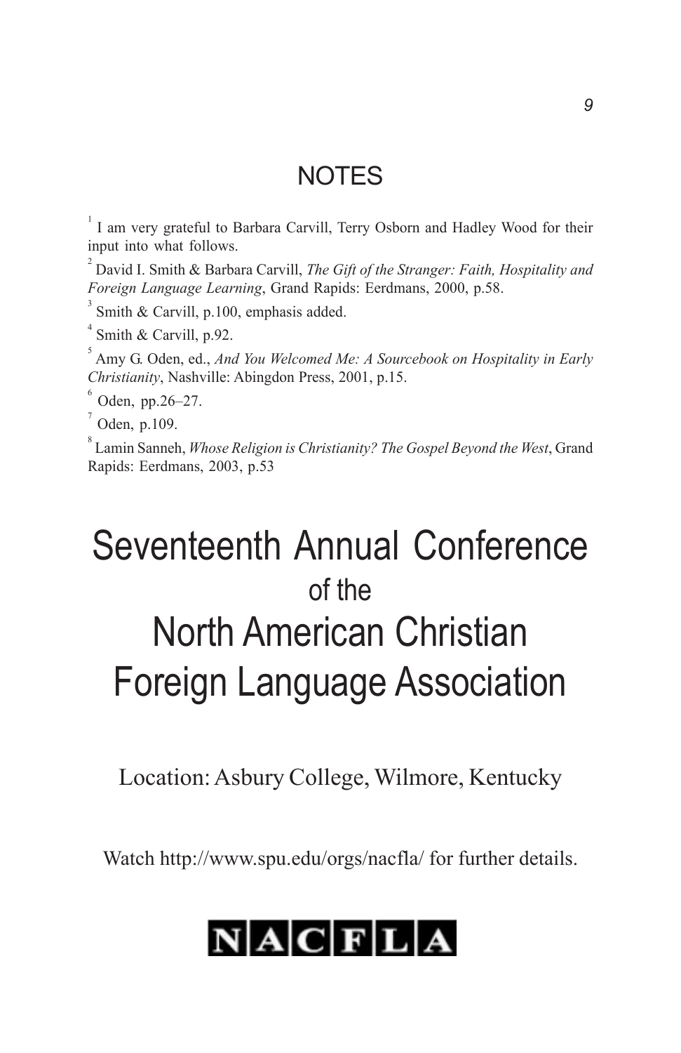## NOTES

[1] I am very grateful to Barbara Carvill, Terry Osborn and Hadley Wood for their input into what follows.

[2] David I. Smith & Barbara Carvill, *The Gift of the Stranger: Faith, Hospitality and Foreign Language Learning*, Grand Rapids: Eerdmans, 2000, p.58.

[3] Smith & Carvill, p.100, emphasis added.

[4] Smith & Carvill, p.92.

[5] Amy G. Oden, ed., *And You Welcomed Me: A Sourcebook on Hospitality in Early Christianity*, Nashville: Abingdon Press, 2001, p.15.

[6] Oden, pp.26–27.

[7] Oden, p.109.

[8] Lamin Sanneh, *Whose Religion is Christianity? The Gospel Beyond the West*, Grand Rapids: Eerdmans, 2003, p.53

# Seventeenth Annual Conference of the North American Christian Foreign Language Association

Location: Asbury College, Wilmore, Kentucky

Watch http://www.spu.edu/orgs/nacfla/ for further details.

NACFLA